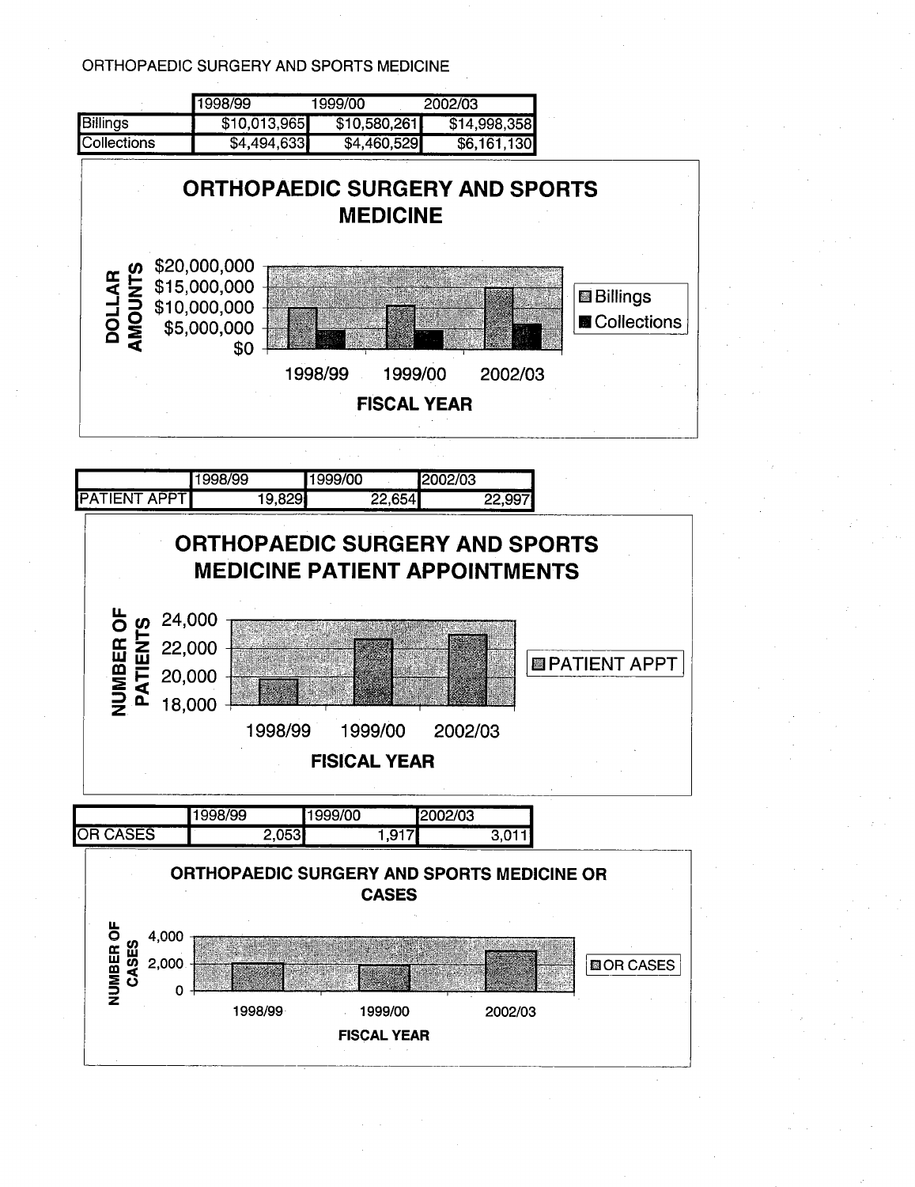ORTHOPAEDIC SURGERY AND SPORTS MEDICINE

| | 1998/99 | 1999/00 | 2002/03 |
|---|---|---|---|
| Billings | $10,013,965 | $10,580,261 | $14,998,358 |
| Collections | $4,494,633 | $4,460,529 | $6,161,130 |

**ORTHOPAEDIC SURGERY AND SPORTS MEDICINE**

DOLLAR AMOUNTS: $20,000,000, $15,000,000, $10,000,000, $5,000,000, $0

1998/99 1999/00 2002/03

**FISCAL YEAR**

Billings
Collections

| | 1998/99 | 1999/00 | 2002/03 |
|---|---|---|---|
| PATIENT APPT | 19,829 | 22,654 | 22,997 |

**ORTHOPAEDIC SURGERY AND SPORTS MEDICINE PATIENT APPOINTMENTS**

NUMBER OF PATIENTS: 24,000, 22,000, 20,000, 18,000

1998/99 1999/00 2002/03

**FISICAL YEAR**

PATIENT APPT

| | 1998/99 | 1999/00 | 2002/03 |
|---|---|---|---|
| OR CASES | 2,053 | 1,917 | 3,011 |

**ORTHOPAEDIC SURGERY AND SPORTS MEDICINE OR CASES**

NUMBER OF CASES: 4,000, 2,000, 0

1998/99 1999/00 2002/03

**FISCAL YEAR**

OR CASES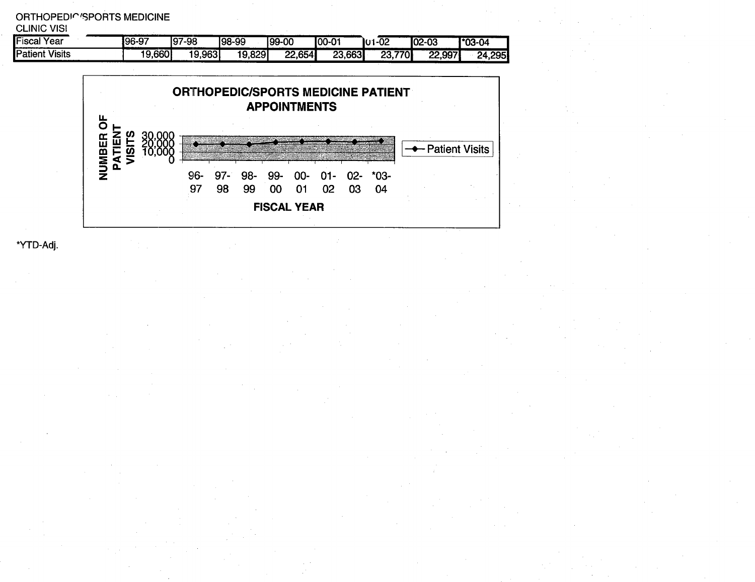ORTHOPEDIC/SPORTS MEDICINE
CLINIC VISI

| Fiscal Year | 96-97 | 97-98 | 98-99 | 99-00 | 00-01 | 01-02 | 02-03 | *03-04 |
|---|---|---|---|---|---|---|---|---|
| Patient Visits | 19,660 | 19,963 | 19,829 | 22,654 | 23,663 | 23,770 | 22,997 | 24,295 |

**ORTHOPEDIC/SPORTS MEDICINE PATIENT APPOINTMENTS**

NUMBER OF PATIENT VISITS

30,000
20,000
10,000
0

96-97 97-98 98-99 99-00 00-01 01-02 02-03 *03-04

FISCAL YEAR

—◆— Patient Visits

*YTD-Adj.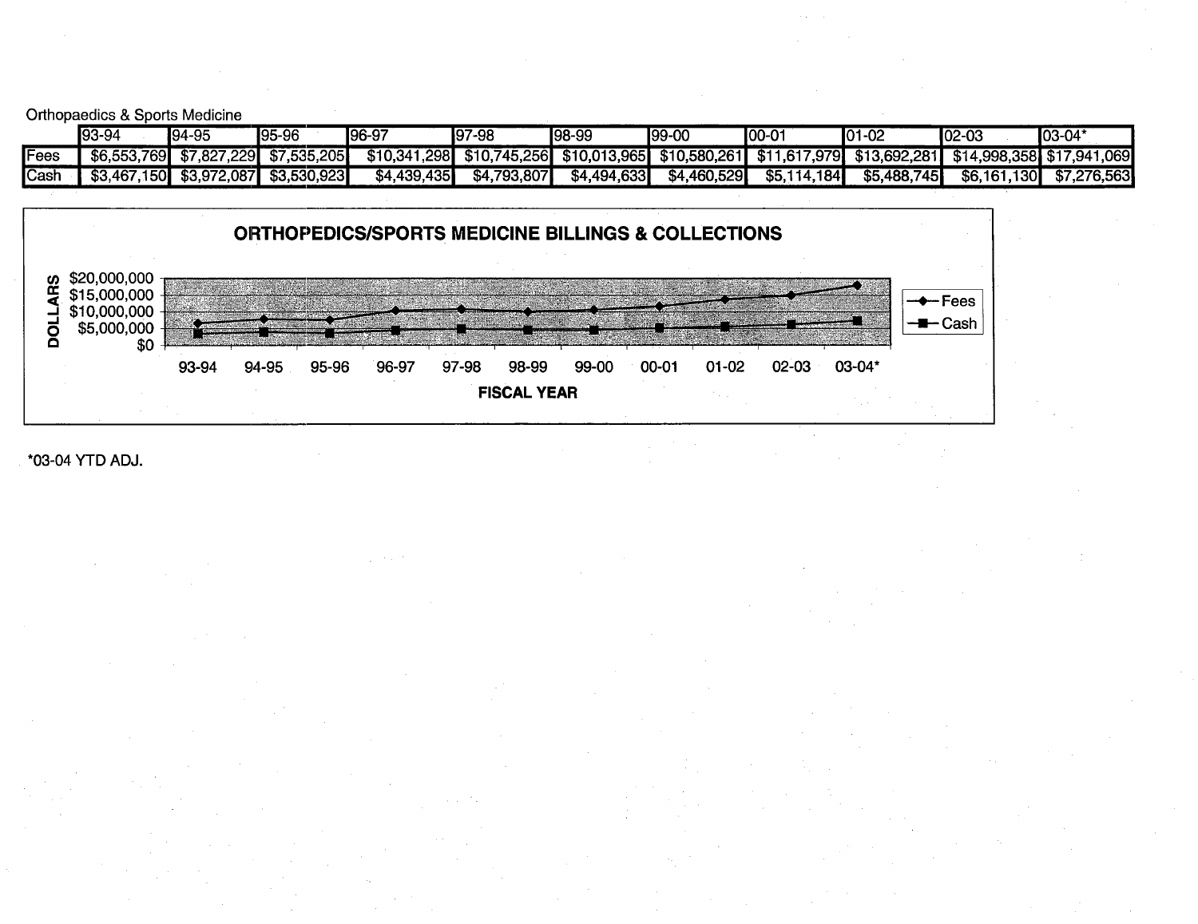Orthopaedics & Sports Medicine

| | 93-94 | 94-95 | 95-96 | 96-97 | 97-98 | 98-99 | 99-00 | 00-01 | 01-02 | 02-03 | 03-04* |
|---|---|---|---|---|---|---|---|---|---|---|---|
| Fees | $6,553,769 | $7,827,229 | $7,535,205 | $10,341,298 | $10,745,256 | $10,013,965 | $10,580,261 | $11,617,979 | $13,692,281 | $14,998,358 | $17,941,069 |
| Cash | $3,467,150 | $3,972,087 | $3,530,923 | $4,439,435 | $4,793,807 | $4,494,633 | $4,460,529 | $5,114,184 | $5,488,745 | $6,161,130 | $7,276,563 |

**ORTHOPEDICS/SPORTS MEDICINE BILLINGS & COLLECTIONS**

DOLLARS: $20,000,000; $15,000,000; $10,000,000; $5,000,000; $0

FISCAL YEAR: 93-94, 94-95, 95-96, 96-97, 97-98, 98-99, 99-00, 00-01, 01-02, 02-03, 03-04*

Legend: Fees, Cash

*03-04 YTD ADJ.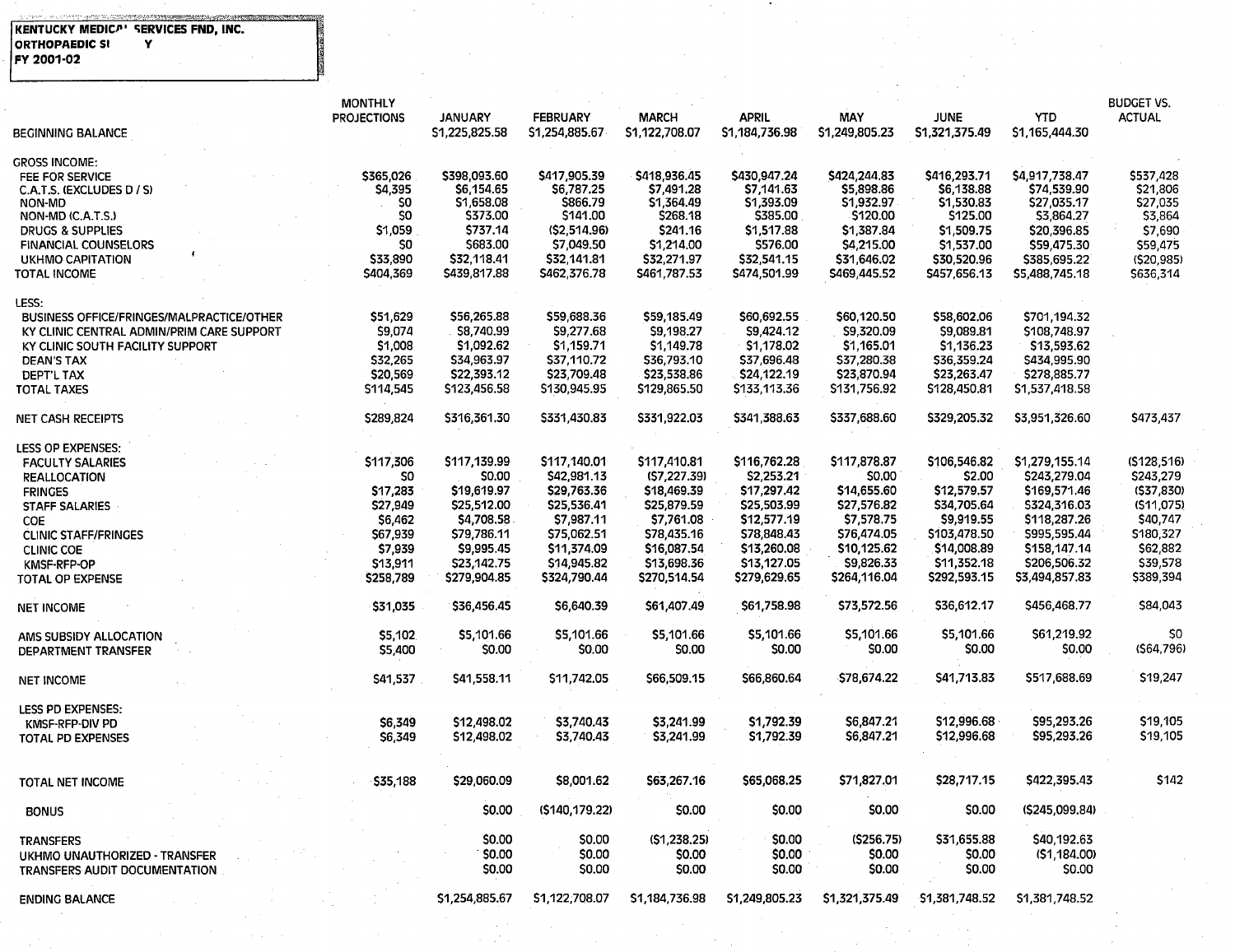KENTUCKY MEDICA' SERVICES FND, INC.
ORTHOPAEDIC SI Y
FY 2001-02

| | MONTHLY PROJECTIONS | JANUARY | FEBRUARY | MARCH | APRIL | MAY | JUNE | YTD | BUDGET VS. ACTUAL |
|---|---|---|---|---|---|---|---|---|---|
| BEGINNING BALANCE | | $1,225,825.58 | $1,254,885.67 | $1,122,708.07 | $1,184,736.98 | $1,249,805.23 | $1,321,375.49 | $1,165,444.30 | |
| GROSS INCOME: | | | | | | | | | |
| FEE FOR SERVICE | $365,026 | $398,093.60 | $417,905.39 | $418,936.45 | $430,947.24 | $424,244.83 | $416,293.71 | $4,917,738.47 | $537,428 |
| C.A.T.S. (EXCLUDES D / S) | $4,395 | $6,154.65 | $6,787.25 | $7,491.28 | $7,141.63 | $5,898.86 | $6,138.88 | $74,539.90 | $21,806 |
| NON-MD | $0 | $1,658.08 | $866.79 | $1,364.49 | $1,393.09 | $1,932.97 | $1,530.83 | $27,035.17 | $27,035 |
| NON-MD (C.A.T.S.) | $0 | $373.00 | $141.00 | $268.18 | $385.00 | $120.00 | $125.00 | $3,864.27 | $3,864 |
| DRUGS & SUPPLIES | $1,059 | $737.14 | ($2,514.96) | $241.16 | $1,517.88 | $1,387.84 | $1,509.75 | $20,396.85 | $7,690 |
| FINANCIAL COUNSELORS | $0 | $683.00 | $7,049.50 | $1,214.00 | $576.00 | $4,215.00 | $1,537.00 | $59,475.30 | $59,475 |
| UKHMO CAPITATION | $33,890 | $32,118.41 | $32,141.81 | $32,271.97 | $32,541.15 | $31,646.02 | $30,520.96 | $385,695.22 | ($20,985) |
| TOTAL INCOME | $404,369 | $439,817.88 | $462,376.78 | $461,787.53 | $474,501.99 | $469,445.52 | $457,656.13 | $5,488,745.18 | $636,314 |
| LESS: | | | | | | | | | |
| BUSINESS OFFICE/FRINGES/MALPRACTICE/OTHER | $51,629 | $56,265.88 | $59,688.36 | $59,185.49 | $60,692.55 | $60,120.50 | $58,602.06 | $701,194.32 | |
| KY CLINIC CENTRAL ADMIN/PRIM CARE SUPPORT | $9,074 | $8,740.99 | $9,277.68 | $9,198.27 | $9,424.12 | $9,320.09 | $9,089.81 | $108,748.97 | |
| KY CLINIC SOUTH FACILITY SUPPORT | $1,008 | $1,092.62 | $1,159.71 | $1,149.78 | $1,178.02 | $1,165.01 | $1,136.23 | $13,593.62 | |
| DEAN'S TAX | $32,265 | $34,963.97 | $37,110.72 | $36,793.10 | $37,696.48 | $37,280.38 | $36,359.24 | $434,995.90 | |
| DEPT'L TAX | $20,569 | $22,393.12 | $23,709.48 | $23,538.86 | $24,122.19 | $23,870.94 | $23,263.47 | $278,885.77 | |
| TOTAL TAXES | $114,545 | $123,456.58 | $130,945.95 | $129,865.50 | $133,113.36 | $131,756.92 | $128,450.81 | $1,537,418.58 | |
| NET CASH RECEIPTS | $289,824 | $316,361.30 | $331,430.83 | $331,922.03 | $341,388.63 | $337,688.60 | $329,205.32 | $3,951,326.60 | $473,437 |
| LESS OP EXPENSES: | | | | | | | | | |
| FACULTY SALARIES | $117,306 | $117,139.99 | $117,140.01 | $117,410.81 | $116,762.28 | $117,878.87 | $106,546.82 | $1,279,155.14 | ($128,516) |
| REALLOCATION | $0 | $0.00 | $42,981.13 | ($7,227.39) | $2,253.21 | $0.00 | $2.00 | $243,279.04 | $243,279 |
| FRINGES | $17,283 | $19,619.97 | $29,763.36 | $18,469.39 | $17,297.42 | $14,655.60 | $12,579.57 | $169,571.46 | ($37,830) |
| STAFF SALARIES | $27,949 | $25,512.00 | $25,536.41 | $25,879.59 | $25,503.99 | $27,576.82 | $34,705.64 | $324,316.03 | ($11,075) |
| COE | $6,462 | $4,708.58 | $7,987.11 | $7,761.08 | $12,577.19 | $7,578.75 | $9,919.55 | $118,287.26 | $40,747 |
| CLINIC STAFF/FRINGES | $67,939 | $79,786.11 | $75,062.51 | $78,435.16 | $78,848.43 | $76,474.05 | $103,478.50 | $995,595.44 | $180,327 |
| CLINIC COE | $7,939 | $9,995.45 | $11,374.09 | $16,087.54 | $13,260.08 | $10,125.62 | $14,008.89 | $158,147.14 | $62,882 |
| KMSF-RFP-OP | $13,911 | $23,142.75 | $14,945.82 | $13,698.36 | $13,127.05 | $9,826.33 | $11,352.18 | $206,506.32 | $39,578 |
| TOTAL OP EXPENSE | $258,789 | $279,904.85 | $324,790.44 | $270,514.54 | $279,629.65 | $264,116.04 | $292,593.15 | $3,494,857.83 | $389,394 |
| NET INCOME | $31,035 | $36,456.45 | $6,640.39 | $61,407.49 | $61,758.98 | $73,572.56 | $36,612.17 | $456,468.77 | $84,043 |
| AMS SUBSIDY ALLOCATION | $5,102 | $5,101.66 | $5,101.66 | $5,101.66 | $5,101.66 | $5,101.66 | $5,101.66 | $61,219.92 | $0 |
| DEPARTMENT TRANSFER | $5,400 | $0.00 | $0.00 | $0.00 | $0.00 | $0.00 | $0.00 | $0.00 | ($64,796) |
| NET INCOME | $41,537 | $41,558.11 | $11,742.05 | $66,509.15 | $66,860.64 | $78,674.22 | $41,713.83 | $517,688.69 | $19,247 |
| LESS PD EXPENSES: | | | | | | | | | |
| KMSF-RFP-DIV PD | $6,349 | $12,498.02 | $3,740.43 | $3,241.99 | $1,792.39 | $6,847.21 | $12,996.68 | $95,293.26 | $19,105 |
| TOTAL PD EXPENSES | $6,349 | $12,498.02 | $3,740.43 | $3,241.99 | $1,792.39 | $6,847.21 | $12,996.68 | $95,293.26 | $19,105 |
| TOTAL NET INCOME | $35,188 | $29,060.09 | $8,001.62 | $63,267.16 | $65,068.25 | $71,827.01 | $28,717.15 | $422,395.43 | $142 |
| BONUS | | $0.00 | ($140,179.22) | $0.00 | $0.00 | $0.00 | $0.00 | ($245,099.84) | |
| TRANSFERS | | $0.00 | $0.00 | ($1,238.25) | $0.00 | ($256.75) | $31,655.88 | $40,192.63 | |
| UKHMO UNAUTHORIZED - TRANSFER | | $0.00 | $0.00 | $0.00 | $0.00 | $0.00 | $0.00 | ($1,184.00) | |
| TRANSFERS AUDIT DOCUMENTATION | | $0.00 | $0.00 | $0.00 | $0.00 | $0.00 | $0.00 | $0.00 | |
| ENDING BALANCE | | $1,254,885.67 | $1,122,708.07 | $1,184,736.98 | $1,249,805.23 | $1,321,375.49 | $1,381,748.52 | $1,381,748.52 | |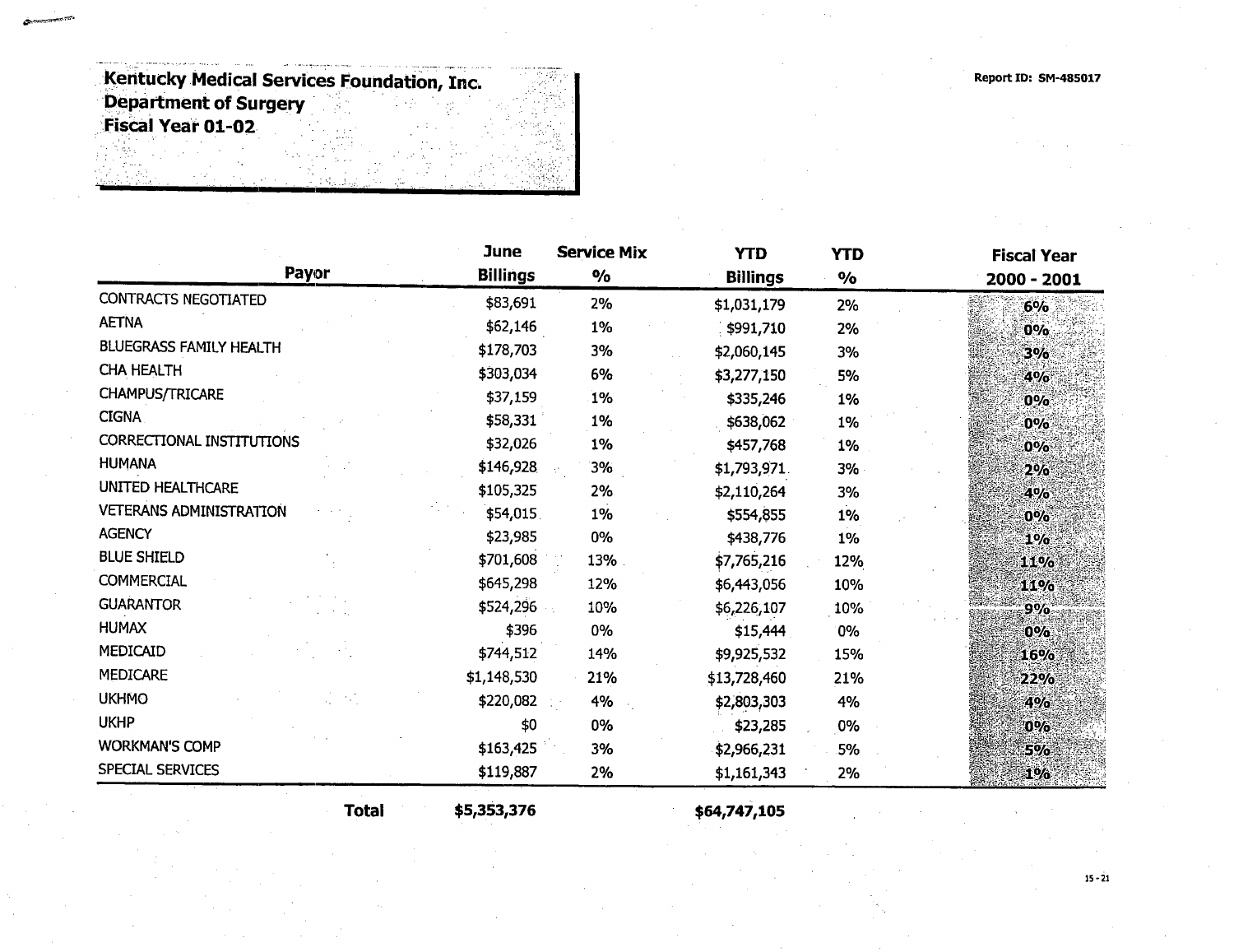**Kentucky Medical Services Foundation, Inc.**
**Department of Surgery**
**Fiscal Year 01-02**

Report ID: SM-485017

| Payor | June Billings | Service Mix % | YTD Billings | YTD % | Fiscal Year 2000 - 2001 |
|---|---|---|---|---|---|
| CONTRACTS NEGOTIATED | $83,691 | 2% | $1,031,179 | 2% | 6% |
| AETNA | $62,146 | 1% | $991,710 | 2% | 0% |
| BLUEGRASS FAMILY HEALTH | $178,703 | 3% | $2,060,145 | 3% | 3% |
| CHA HEALTH | $303,034 | 6% | $3,277,150 | 5% | 4% |
| CHAMPUS/TRICARE | $37,159 | 1% | $335,246 | 1% | 0% |
| CIGNA | $58,331 | 1% | $638,062 | 1% | 0% |
| CORRECTIONAL INSTITUTIONS | $32,026 | 1% | $457,768 | 1% | 0% |
| HUMANA | $146,928 | 3% | $1,793,971 | 3% | 2% |
| UNITED HEALTHCARE | $105,325 | 2% | $2,110,264 | 3% | 4% |
| VETERANS ADMINISTRATION | $54,015 | 1% | $554,855 | 1% | 0% |
| AGENCY | $23,985 | 0% | $438,776 | 1% | 1% |
| BLUE SHIELD | $701,608 | 13% | $7,765,216 | 12% | 11% |
| COMMERCIAL | $645,298 | 12% | $6,443,056 | 10% | 11% |
| GUARANTOR | $524,296 | 10% | $6,226,107 | 10% | 9% |
| HUMAX | $396 | 0% | $15,444 | 0% | 0% |
| MEDICAID | $744,512 | 14% | $9,925,532 | 15% | 16% |
| MEDICARE | $1,148,530 | 21% | $13,728,460 | 21% | 22% |
| UKHMO | $220,082 | 4% | $2,803,303 | 4% | 4% |
| UKHP | $0 | 0% | $23,285 | 0% | 0% |
| WORKMAN'S COMP | $163,425 | 3% | $2,966,231 | 5% | 5% |
| SPECIAL SERVICES | $119,887 | 2% | $1,161,343 | 2% | 1% |
| **Total** | **$5,353,376** | | **$64,747,105** | | |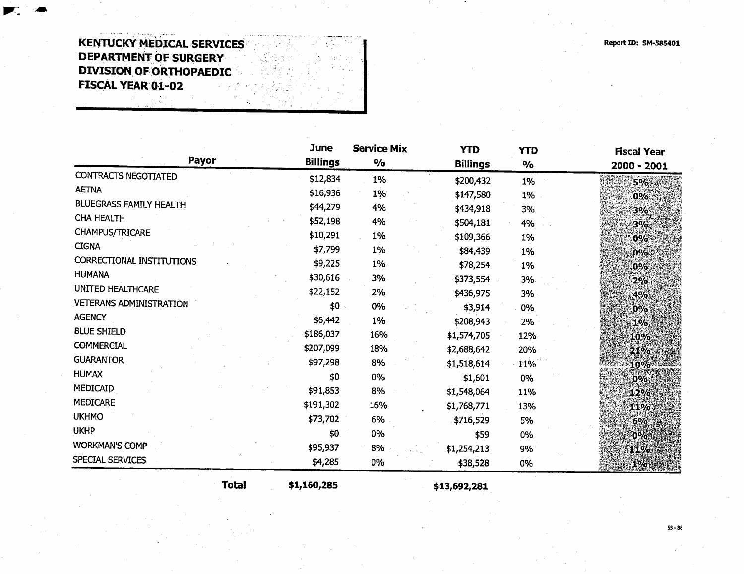**KENTUCKY MEDICAL SERVICES**
**DEPARTMENT OF SURGERY**
**DIVISION OF ORTHOPAEDIC**
**FISCAL YEAR 01-02**

**Report ID: SM-585401**

| Payor | June Billings | Service Mix % | YTD Billings | YTD % | Fiscal Year 2000 - 2001 |
|---|---|---|---|---|---|
| CONTRACTS NEGOTIATED | $12,834 | 1% | $200,432 | 1% | 5% |
| AETNA | $16,936 | 1% | $147,580 | 1% | 0% |
| BLUEGRASS FAMILY HEALTH | $44,279 | 4% | $434,918 | 3% | 3% |
| CHA HEALTH | $52,198 | 4% | $504,181 | 4% | 3% |
| CHAMPUS/TRICARE | $10,291 | 1% | $109,366 | 1% | 0% |
| CIGNA | $7,799 | 1% | $84,439 | 1% | 0% |
| CORRECTIONAL INSTITUTIONS | $9,225 | 1% | $78,254 | 1% | 0% |
| HUMANA | $30,616 | 3% | $373,554 | 3% | 2% |
| UNITED HEALTHCARE | $22,152 | 2% | $436,975 | 3% | 4% |
| VETERANS ADMINISTRATION | $0 | 0% | $3,914 | 0% | 0% |
| AGENCY | $6,442 | 1% | $208,943 | 2% | 1% |
| BLUE SHIELD | $186,037 | 16% | $1,574,705 | 12% | 10% |
| COMMERCIAL | $207,099 | 18% | $2,688,642 | 20% | 21% |
| GUARANTOR | $97,298 | 8% | $1,518,614 | 11% | 10% |
| HUMAX | $0 | 0% | $1,601 | 0% | 0% |
| MEDICAID | $91,853 | 8% | $1,548,064 | 11% | 12% |
| MEDICARE | $191,302 | 16% | $1,768,771 | 13% | 11% |
| UKHMO | $73,702 | 6% | $716,529 | 5% | 6% |
| UKHP | $0 | 0% | $59 | 0% | 0% |
| WORKMAN'S COMP | $95,937 | 8% | $1,254,213 | 9% | 11% |
| SPECIAL SERVICES | $4,285 | 0% | $38,528 | 0% | 1% |
| **Total** | **$1,160,285** | | **$13,692,281** | | |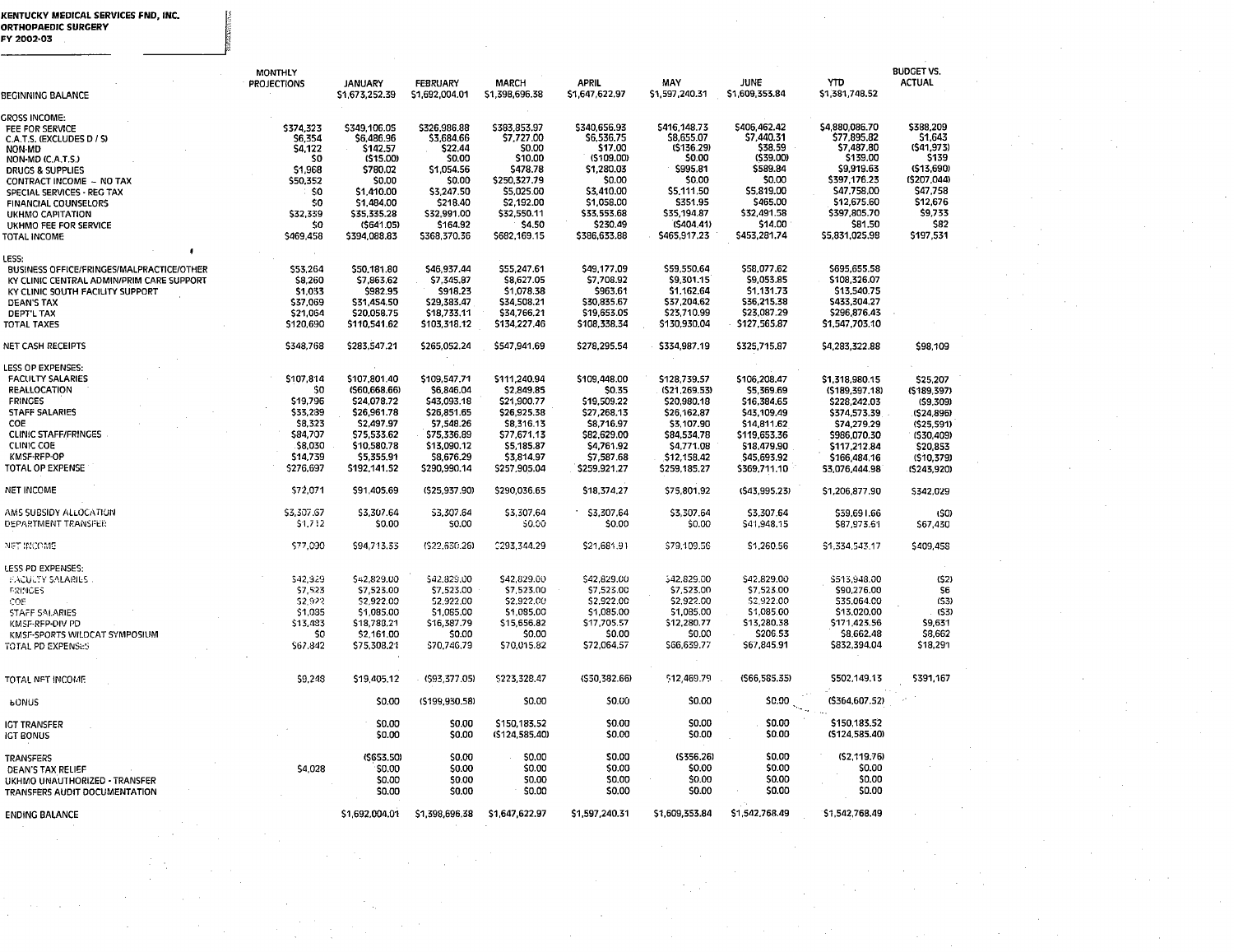**KENTUCKY MEDICAL SERVICES FND, INC.**
**ORTHOPAEDIC SURGERY**
**FY 2002-03**

| | MONTHLY PROJECTIONS | JANUARY | FEBRUARY | MARCH | APRIL | MAY | JUNE | YTD | BUDGET VS. ACTUAL |
|---|---|---|---|---|---|---|---|---|---|
| BEGINNING BALANCE | | $1,673,252.39 | $1,692,004.01 | $1,398,696.38 | $1,647,622.97 | $1,597,240.31 | $1,609,353.84 | $1,381,748.52 | |
| GROSS INCOME: | | | | | | | | | |
| FEE FOR SERVICE | $374,323 | $349,106.05 | $326,986.88 | $383,853.97 | $340,656.93 | $416,148.73 | $406,462.42 | $4,880,086.70 | $388,209 |
| C.A.T.S. (EXCLUDES D / S) | $6,354 | $6,486.96 | $3,684.66 | $7,727.00 | $6,536.75 | $8,655.07 | $7,440.31 | $77,895.82 | $1,643 |
| NON-MD | $4,122 | $142.57 | $22.44 | $0.00 | $17.00 | ($136.29) | $38.59 | $7,487.80 | ($41,973) |
| NON-MD (C.A.T.S.) | $0 | ($15.00) | $0.00 | $10.00 | ($109.00) | $0.00 | ($39.00) | $139.00 | $139 |
| DRUGS & SUPPLIES | $1,968 | $780.02 | $1,054.56 | $478.78 | $1,280.03 | $995.81 | $589.84 | $9,919.63 | ($13,690) |
| CONTRACT INCOME – NO TAX | $50,352 | $0.00 | $0.00 | $250,327.79 | $0.00 | $0.00 | $0.00 | $397,176.23 | ($207,044) |
| SPECIAL SERVICES - REG TAX | $0 | $1,410.00 | $3,247.50 | $5,025.00 | $3,410.00 | $5,111.50 | $5,819.00 | $47,758.00 | $47,758 |
| FINANCIAL COUNSELORS | $0 | $1,484.00 | $218.40 | $2,192.00 | $1,058.00 | $351.95 | $465.00 | $12,675.60 | $12,676 |
| UKHMO CAPITATION | $32,339 | $35,335.28 | $32,991.00 | $32,550.11 | $33,553.68 | $35,194.87 | $32,491.58 | $397,805.70 | $9,733 |
| UKHMO FEE FOR SERVICE | $0 | ($641.05) | $164.92 | $4.50 | $230.49 | ($404.41) | $14.00 | $81.50 | $82 |
| TOTAL INCOME | $469,458 | $394,088.83 | $368,370.36 | $682,169.15 | $386,633.88 | $465,917.23 | $453,281.74 | $5,831,025.98 | $197,531 |
| LESS: | | | | | | | | | |
| BUSINESS OFFICE/FRINGES/MALPRACTICE/OTHER | $53,264 | $50,181.80 | $46,937.44 | $55,247.61 | $49,177.09 | $59,550.64 | $58,077.62 | $695,655.58 | |
| KY CLINIC CENTRAL ADMIN/PRIM CARE SUPPORT | $8,260 | $7,863.62 | $7,345.87 | $8,627.05 | $7,708.92 | $9,301.15 | $9,053.85 | $108,326.07 | |
| KY CLINIC SOUTH FACILITY SUPPORT | $1,033 | $982.95 | $918.23 | $1,078.38 | $963.61 | $1,162.64 | $1,131.73 | $13,540.75 | |
| DEAN'S TAX | $37,069 | $31,454.50 | $29,383.47 | $34,508.21 | $30,835.67 | $37,204.62 | $36,215.38 | $433,304.27 | |
| DEPT'L TAX | $21,064 | $20,058.75 | $18,733.11 | $34,766.21 | $19,653.05 | $23,710.99 | $23,087.29 | $296,876.43 | |
| TOTAL TAXES | $120,690 | $110,541.62 | $103,318.12 | $134,227.46 | $108,338.34 | $130,930.04 | $127,565.87 | $1,547,703.10 | |
| NET CASH RECEIPTS | $348,768 | $283,547.21 | $265,052.24 | $547,941.69 | $278,295.54 | $334,987.19 | $325,715.87 | $4,283,322.88 | $98,109 |
| LESS OP EXPENSES: | | | | | | | | | |
| FACULTY SALARIES | $107,814 | $107,801.40 | $109,547.71 | $111,240.94 | $109,448.00 | $128,739.57 | $106,208.47 | $1,318,980.15 | $25,207 |
| REALLOCATION | $0 | ($60,668.66) | $6,846.04 | $2,849.85 | $0.35 | ($21,269.53) | $5,369.69 | ($189,397.18) | ($189,397) |
| FRINGES | $19,796 | $24,078.72 | $43,093.18 | $21,900.77 | $19,509.22 | $20,980.18 | $16,384.65 | $228,242.03 | ($9,309) |
| STAFF SALARIES | $33,239 | $26,961.78 | $26,851.65 | $26,925.38 | $27,268.13 | $26,162.87 | $43,109.49 | $374,573.39 | ($24,896) |
| COE | $8,323 | $2,497.97 | $7,548.26 | $8,316.13 | $8,716.97 | $3,107.90 | $14,811.62 | $74,279.29 | ($25,591) |
| CLINIC STAFF/FRINGES | $84,707 | $75,533.62 | $75,336.89 | $77,671.13 | $82,629.00 | $84,534.78 | $119,653.36 | $986,070.30 | ($30,409) |
| CLINIC COE | $8,030 | $10,580.78 | $13,090.12 | $5,185.87 | $4,761.92 | $4,771.09 | $18,479.90 | $117,212.84 | $20,853 |
| KMSF-RFP-OP | $14,739 | $5,355.91 | $8,676.29 | $3,814.97 | $7,587.68 | $12,158.42 | $45,693.92 | $166,484.16 | ($10,379) |
| TOTAL OP EXPENSE | $276,697 | $192,141.52 | $290,990.14 | $257,905.04 | $259,921.27 | $259,185.27 | $369,711.10 | $3,076,444.98 | ($243,920) |
| NET INCOME | $72,071 | $91,405.69 | ($25,937.90) | $290,036.65 | $18,374.27 | $75,801.92 | ($43,995.23) | $1,206,877.90 | $342,029 |
| AMS SUBSIDY ALLOCATION | $3,307.67 | $3,307.64 | $3,307.64 | $3,307.64 | $3,307.64 | $3,307.64 | $3,307.64 | $39,691.66 | ($0) |
| DEPARTMENT TRANSFER | $1,712 | $0.00 | $0.00 | $0.00 | $0.00 | $0.00 | $41,948.15 | $87,973.61 | $67,430 |
| NET INCOME | $77,090 | $94,713.33 | ($22,630.26) | $293,344.29 | $21,681.91 | $79,109.56 | $1,260.56 | $1,334,543.17 | $409,458 |
| LESS PD EXPENSES: | | | | | | | | | |
| FACULTY SALARIES | $42,829 | $42,829.00 | $42,829.00 | $42,829.00 | $42,829.00 | $42,829.00 | $42,829.00 | $513,948.00 | ($2) |
| FRINGES | $7,523 | $7,523.00 | $7,523.00 | $7,523.00 | $7,523.00 | $7,523.00 | $7,523.00 | $90,276.00 | $6 |
| COE | $2,922 | $2,922.00 | $2,922.00 | $2,922.00 | $2,922.00 | $2,922.00 | $2,922.00 | $35,064.00 | ($3) |
| STAFF SALARIES | $1,085 | $1,085.00 | $1,085.00 | $1,085.00 | $1,085.00 | $1,085.00 | $1,085.00 | $13,020.00 | ($3) |
| KMSF-RFP-DIV PD | $13,483 | $18,788.21 | $16,387.79 | $15,656.82 | $17,705.57 | $12,280.77 | $13,280.38 | $171,423.56 | $9,631 |
| KMSF-SPORTS WILDCAT SYMPOSIUM | $0 | $2,161.00 | $0.00 | $0.00 | $0.00 | $0.00 | $206.53 | $8,662.48 | $8,662 |
| TOTAL PD EXPENSES | $67,842 | $75,308.21 | $70,746.79 | $70,015.82 | $72,064.57 | $66,639.77 | $67,845.91 | $832,394.04 | $18,291 |
| TOTAL NET INCOME | $9,248 | $19,405.12 | ($93,377.05) | $223,328.47 | ($50,382.66) | $12,469.79 | ($66,585.35) | $502,149.13 | $391,167 |
| BONUS | | $0.00 | ($199,930.58) | $0.00 | $0.00 | $0.00 | $0.00 | ($364,607.52) | |
| IGT TRANSFER | | $0.00 | $0.00 | $150,183.52 | $0.00 | $0.00 | $0.00 | $150,183.52 | |
| IGT BONUS | | $0.00 | $0.00 | ($124,585.40) | $0.00 | $0.00 | $0.00 | ($124,585.40) | |
| TRANSFERS | | ($653.50) | $0.00 | $0.00 | $0.00 | ($356.26) | $0.00 | ($2,119.76) | |
| DEAN'S TAX RELIEF | $4,028 | $0.00 | $0.00 | $0.00 | $0.00 | $0.00 | $0.00 | $0.00 | |
| UKHMO UNAUTHORIZED - TRANSFER | | $0.00 | $0.00 | $0.00 | $0.00 | $0.00 | $0.00 | $0.00 | |
| TRANSFERS AUDIT DOCUMENTATION | | $0.00 | $0.00 | $0.00 | $0.00 | $0.00 | $0.00 | $0.00 | |
| ENDING BALANCE | | $1,692,004.01 | $1,398,696.38 | $1,647,622.97 | $1,597,240.31 | $1,609,353.84 | $1,542,768.49 | $1,542,768.49 | |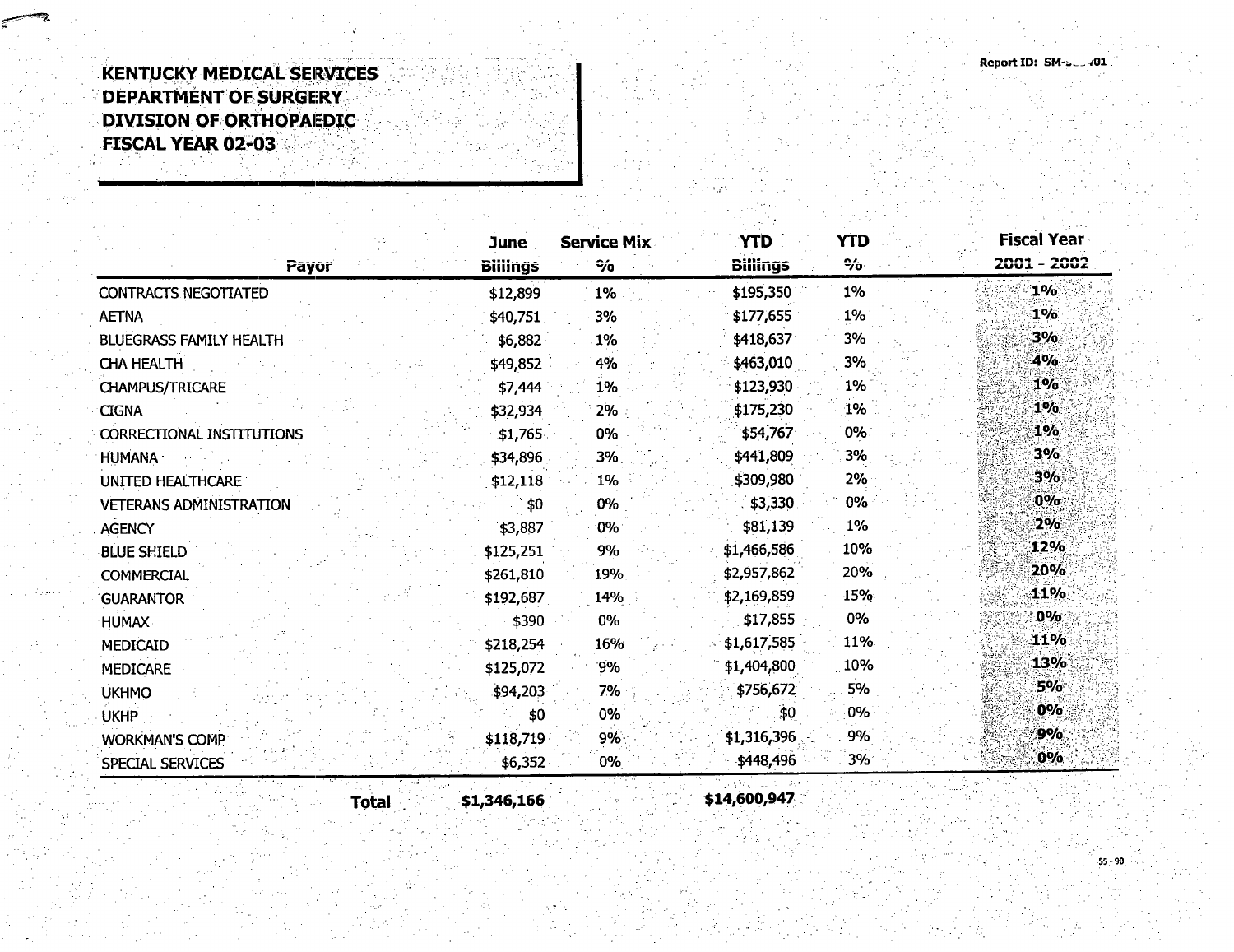**KENTUCKY MEDICAL SERVICES**
**DEPARTMENT OF SURGERY**
**DIVISION OF ORTHOPAEDIC**
**FISCAL YEAR 02-03**

Report ID: SM-\_\_\_01

| Payor | June Billings | Service Mix % | YTD Billings | YTD % | Fiscal Year 2001 - 2002 |
|---|---|---|---|---|---|
| CONTRACTS NEGOTIATED | $12,899 | 1% | $195,350 | 1% | 1% |
| AETNA | $40,751 | 3% | $177,655 | 1% | 1% |
| BLUEGRASS FAMILY HEALTH | $6,882 | 1% | $418,637 | 3% | 3% |
| CHA HEALTH | $49,852 | 4% | $463,010 | 3% | 4% |
| CHAMPUS/TRICARE | $7,444 | 1% | $123,930 | 1% | 1% |
| CIGNA | $32,934 | 2% | $175,230 | 1% | 1% |
| CORRECTIONAL INSTITUTIONS | $1,765 | 0% | $54,767 | 0% | 1% |
| HUMANA | $34,896 | 3% | $441,809 | 3% | 3% |
| UNITED HEALTHCARE | $12,118 | 1% | $309,980 | 2% | 3% |
| VETERANS ADMINISTRATION | $0 | 0% | $3,330 | 0% | 0% |
| AGENCY | $3,887 | 0% | $81,139 | 1% | 2% |
| BLUE SHIELD | $125,251 | 9% | $1,466,586 | 10% | 12% |
| COMMERCIAL | $261,810 | 19% | $2,957,862 | 20% | 20% |
| GUARANTOR | $192,687 | 14% | $2,169,859 | 15% | 11% |
| HUMAX | $390 | 0% | $17,855 | 0% | 0% |
| MEDICAID | $218,254 | 16% | $1,617,585 | 11% | 11% |
| MEDICARE | $125,072 | 9% | $1,404,800 | 10% | 13% |
| UKHMO | $94,203 | 7% | $756,672 | 5% | 5% |
| UKHP | $0 | 0% | $0 | 0% | 0% |
| WORKMAN'S COMP | $118,719 | 9% | $1,316,396 | 9% | 9% |
| SPECIAL SERVICES | $6,352 | 0% | $448,496 | 3% | 0% |
| **Total** | **$1,346,166** | | **$14,600,947** | | |